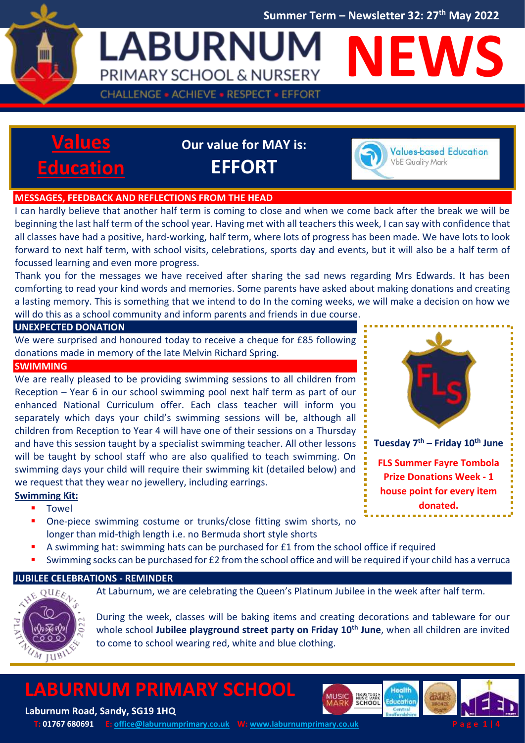Summer Term – Newsletter 32: 27th May 2022

# LABURNUM PRIMARY SCHOOL & NURSERY NEWS

CHALLENGE • ACHIEVE • RESPECT • EFFORT

## Values Education

**Our value for MAY is:**
**EFFORT**

Values-based Education
VbE Quality Mark

## MESSAGES, FEEDBACK AND REFLECTIONS FROM THE HEAD

I can hardly believe that another half term is coming to close and when we come back after the break we will be beginning the last half term of the school year. Having met with all teachers this week, I can say with confidence that all classes have had a positive, hard-working, half term, where lots of progress has been made. We have lots to look forward to next half term, with school visits, celebrations, sports day and events, but it will also be a half term of focussed learning and even more progress.

Thank you for the messages we have received after sharing the sad news regarding Mrs Edwards. It has been comforting to read your kind words and memories. Some parents have asked about making donations and creating a lasting memory. This is something that we intend to do In the coming weeks, we will make a decision on how we will do this as a school community and inform parents and friends in due course.

## UNEXPECTED DONATION

We were surprised and honoured today to receive a cheque for £85 following donations made in memory of the late Melvin Richard Spring.

## SWIMMING

We are really pleased to be providing swimming sessions to all children from Reception – Year 6 in our school swimming pool next half term as part of our enhanced National Curriculum offer. Each class teacher will inform you separately which days your child's swimming sessions will be, although all children from Reception to Year 4 will have one of their sessions on a Thursday and have this session taught by a specialist swimming teacher. All other lessons will be taught by school staff who are also qualified to teach swimming. On swimming days your child will require their swimming kit (detailed below) and we request that they wear no jewellery, including earrings.

**Swimming Kit:**

- Towel
- One-piece swimming costume or trunks/close fitting swim shorts, no longer than mid-thigh length i.e. no Bermuda short style shorts
- A swimming hat: swimming hats can be purchased for £1 from the school office if required
- Swimming socks can be purchased for £2 from the school office and will be required if your child has a verruca

**Tuesday 7th – Friday 10th June**

**FLS Summer Fayre Tombola Prize Donations Week - 1 house point for every item donated.**

## JUBILEE CELEBRATIONS - REMINDER

At Laburnum, we are celebrating the Queen's Platinum Jubilee in the week after half term.

During the week, classes will be baking items and creating decorations and tableware for our whole school **Jubilee playground street party on Friday 10th June**, when all children are invited to come to school wearing red, white and blue clothing.

## LABURNUM PRIMARY SCHOOL

**Laburnum Road, Sandy, SG19 1HQ**

T: 01767 680691 E: office@laburnumprimary.co.uk W: www.laburnumprimary.co.uk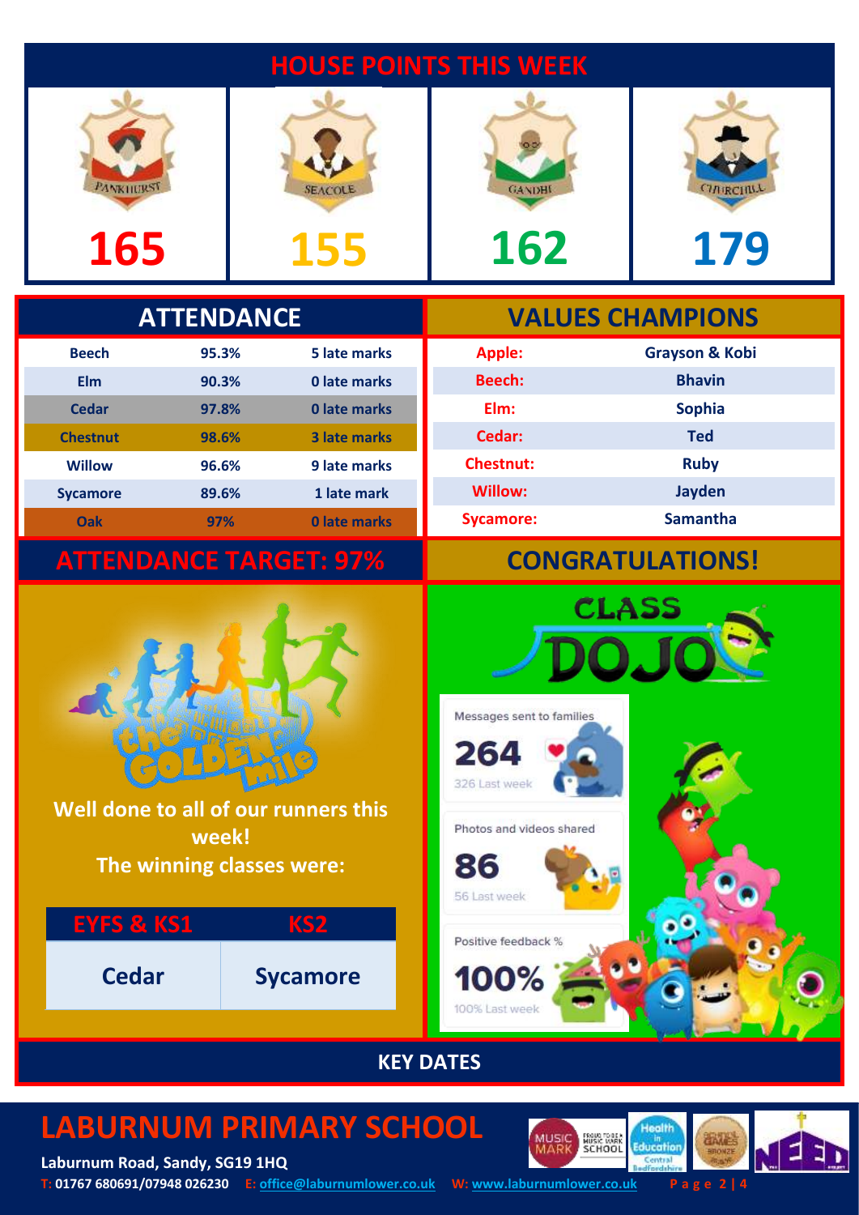## HOUSE POINTS THIS WEEK

| Pankhurst | Seacole | Gandhi | Churchill |
|---|---|---|---|
| 165 | 155 | 162 | 179 |

## ATTENDANCE

| Class | Attendance | Late marks |
|---|---|---|
| Beech | 95.3% | 5 late marks |
| Elm | 90.3% | 0 late marks |
| Cedar | 97.8% | 0 late marks |
| Chestnut | 98.6% | 3 late marks |
| Willow | 96.6% | 9 late marks |
| Sycamore | 89.6% | 1 late mark |
| Oak | 97% | 0 late marks |

## ATTENDANCE TARGET: 97%

## VALUES CHAMPIONS

| Class | Champion |
|---|---|
| Apple: | Grayson & Kobi |
| Beech: | Bhavin |
| Elm: | Sophia |
| Cedar: | Ted |
| Chestnut: | Ruby |
| Willow: | Jayden |
| Sycamore: | Samantha |

## CONGRATULATIONS!

**The Golden Mile**

**Well done to all of our runners this week!**
**The winning classes were:**

| EYFS & KS1 | KS2 |
|---|---|
| Cedar | Sycamore |

**CLASS DOJO**

Messages sent to families
**264**
326 Last week

Photos and videos shared
**86**
56 Last week

Positive feedback %
**100%**
100% Last week

## KEY DATES

# LABURNUM PRIMARY SCHOOL

**Laburnum Road, Sandy, SG19 1HQ**
**T:** 01767 680691/07948 026230 **E:** office@laburnumlower.co.uk **W:** www.laburnumlower.co.uk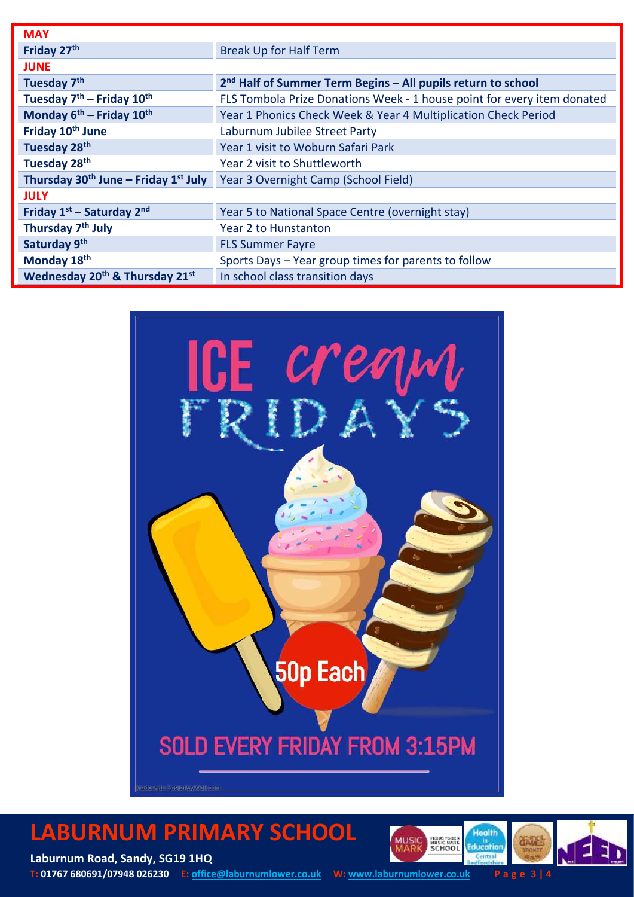| MAY | |
|---|---|
| Friday 27th | Break Up for Half Term |
| **JUNE** | |
| Tuesday 7th | **2nd Half of Summer Term Begins – All pupils return to school** |
| Tuesday 7th – Friday 10th | FLS Tombola Prize Donations Week - 1 house point for every item donated |
| Monday 6th – Friday 10th | Year 1 Phonics Check Week & Year 4 Multiplication Check Period |
| Friday 10th June | Laburnum Jubilee Street Party |
| Tuesday 28th | Year 1 visit to Woburn Safari Park |
| Tuesday 28th | Year 2 visit to Shuttleworth |
| Thursday 30th June – Friday 1st July | Year 3 Overnight Camp (School Field) |
| **JULY** | |
| Friday 1st – Saturday 2nd | Year 5 to National Space Centre (overnight stay) |
| Thursday 7th July | Year 2 to Hunstanton |
| Saturday 9th | FLS Summer Fayre |
| Monday 18th | Sports Days – Year group times for parents to follow |
| Wednesday 20th & Thursday 21st | In school class transition days |

# ICE cream FRIDAYS

50p Each

SOLD EVERY FRIDAY FROM 3:15PM

Made with PosterMyWall.com

## LABURNUM PRIMARY SCHOOL

**Laburnum Road, Sandy, SG19 1HQ**

T: 01767 680691/07948 026230 E: office@laburnumlower.co.uk W: www.laburnumlower.co.uk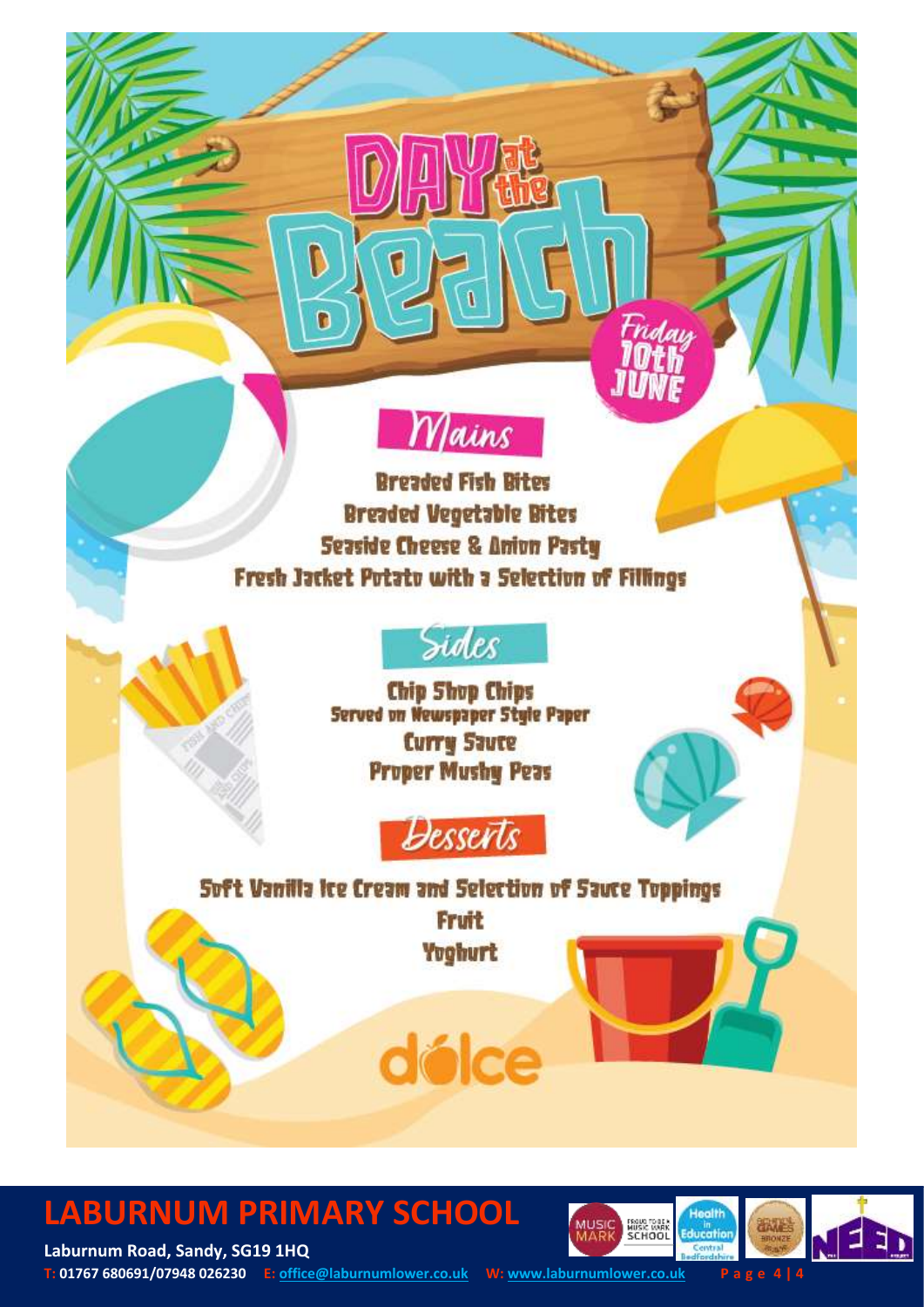# DAY at the Beach

Friday 10th JUNE

## Mains

Breaded Fish Bites
Breaded Vegetable Bites
Seaside Cheese & Onion Pasty
Fresh Jacket Potato with a Selection of Fillings

## Sides

Chip Shop Chips
Served on Newspaper Style Paper
Curry Sauce
Proper Mushy Peas

## Desserts

Soft Vanilla Ice Cream and Selection of Sauce Toppings
Fruit
Yoghurt

dolce

**LABURNUM PRIMARY SCHOOL**

**Laburnum Road, Sandy, SG19 1HQ**

**T: 01767 680691/07948 026230 E: office@laburnumlower.co.uk W: www.laburnumlower.co.uk**